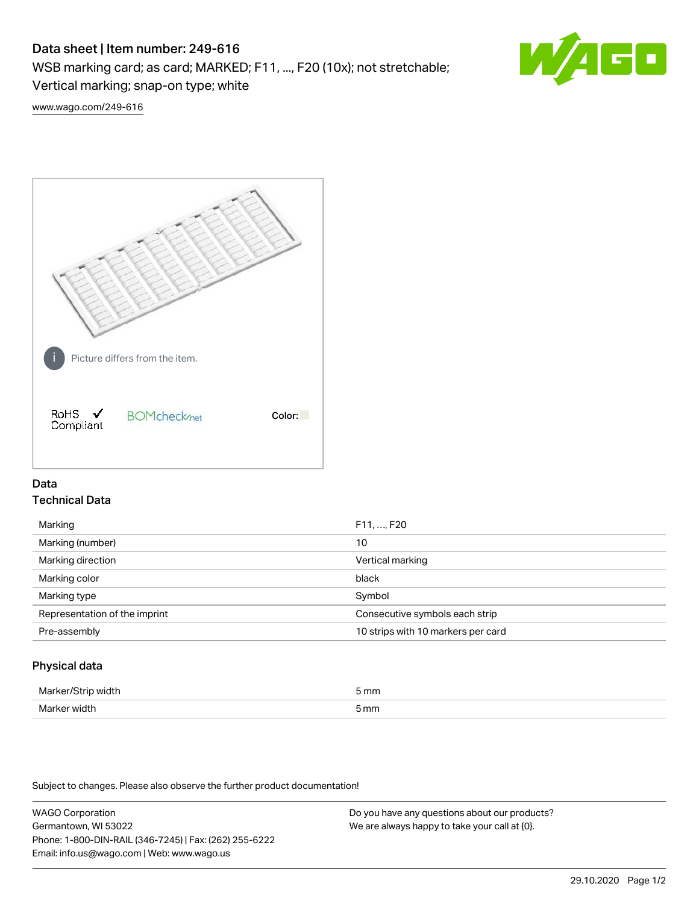# Data sheet | Item number: 249-616

WSB marking card; as card; MARKED; F11, ..., F20 (10x); not stretchable; Vertical marking; snap-on type; white

www.wago.com/249-616

Picture differs from the item.

RoHS ✓ Compliant

BOMcheck.net

Color:

## Data

### Technical Data

| | |
|---|---|
| Marking | F11, ..., F20 |
| Marking (number) | 10 |
| Marking direction | Vertical marking |
| Marking color | black |
| Marking type | Symbol |
| Representation of the imprint | Consecutive symbols each strip |
| Pre-assembly | 10 strips with 10 markers per card |

### Physical data

| | |
|---|---|
| Marker/Strip width | 5 mm |
| Marker width | 5 mm |

Subject to changes. Please also observe the further product documentation!

WAGO Corporation
Germantown, WI 53022
Phone: 1-800-DIN-RAIL (346-7245) | Fax: (262) 255-6222
Email: info.us@wago.com | Web: www.wago.us

Do you have any questions about our products?
We are always happy to take your call at {0}.

29.10.2020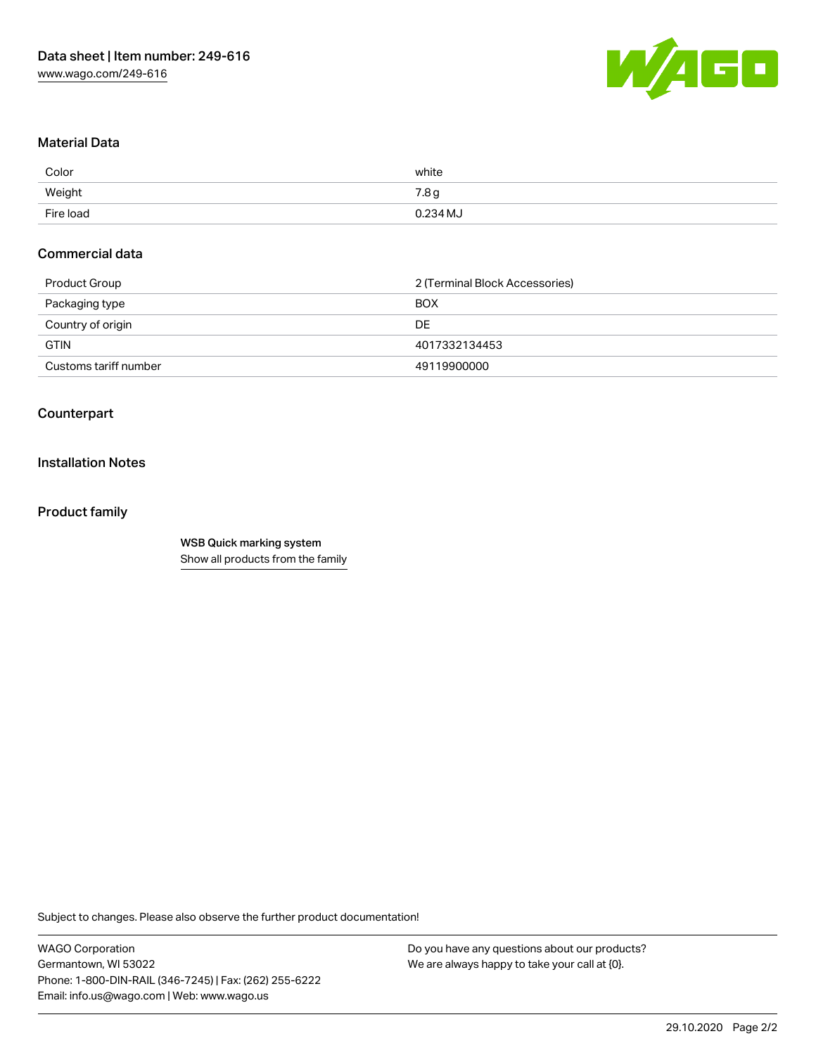## Material Data

| | |
|---|---|
| Color | white |
| Weight | 7.8 g |
| Fire load | 0.234 MJ |

## Commercial data

| | |
|---|---|
| Product Group | 2 (Terminal Block Accessories) |
| Packaging type | BOX |
| Country of origin | DE |
| GTIN | 4017332134453 |
| Customs tariff number | 49119900000 |

## Counterpart

## Installation Notes

## Product family

**WSB Quick marking system**
Show all products from the family

Subject to changes. Please also observe the further product documentation!

WAGO Corporation
Germantown, WI 53022
Phone: 1-800-DIN-RAIL (346-7245) | Fax: (262) 255-6222
Email: info.us@wago.com | Web: www.wago.us

Do you have any questions about our products?
We are always happy to take your call at {0}.